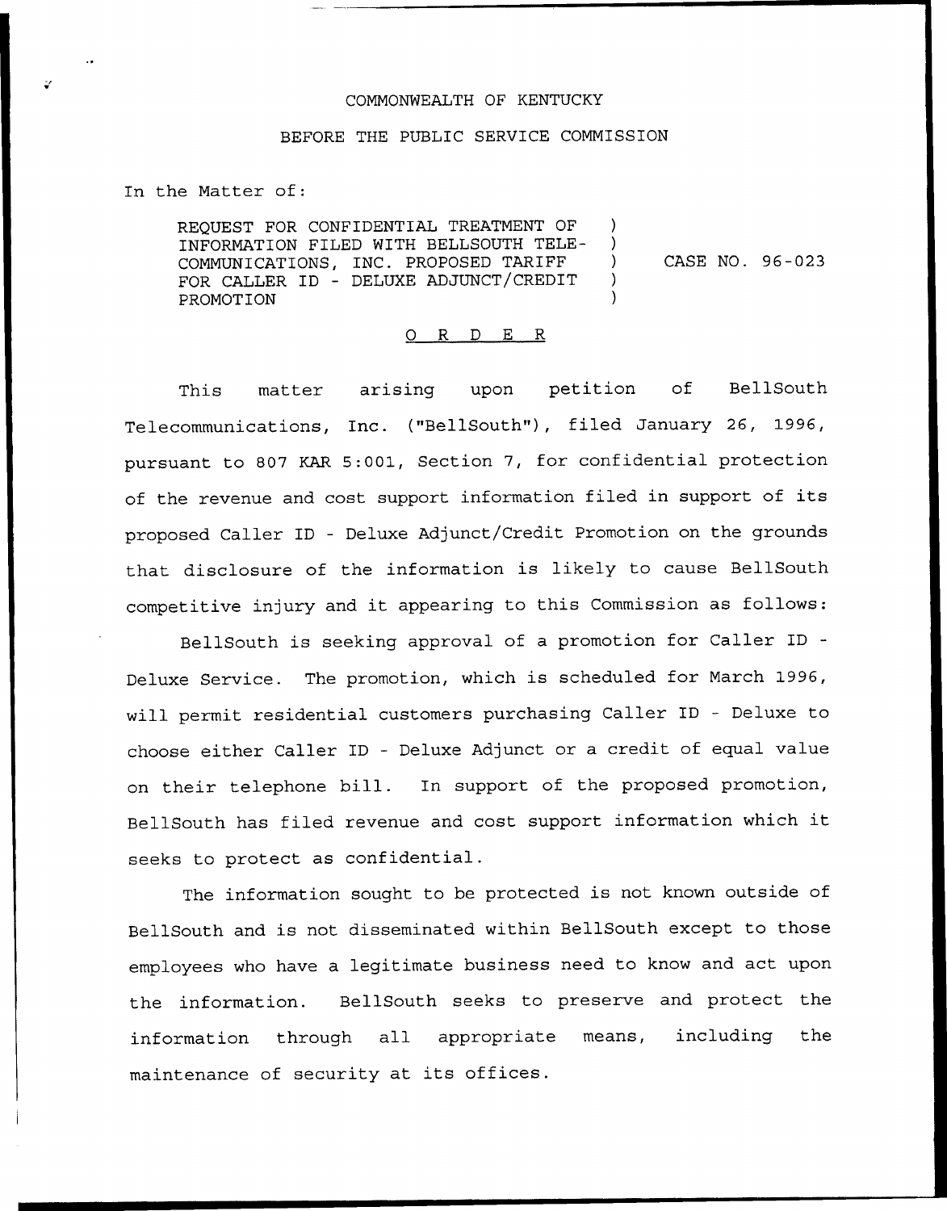COMMONWEALTH OF KENTUCKY

BEFORE THE PUBLIC SERVICE COMMISSION

In the Matter of:

REQUEST FOR CONFIDENTIAL TREATMENT OF INFORMATION FILED WITH BELLSOUTH TELECOMMUNICATIONS, INC. PROPOSED TARIFF FOR CALLER ID - DELUXE ADJUNCT/CREDIT PROMOTION ) CASE NO. 96-023

# O R D E R

This matter arising upon petition of BellSouth Telecommunications, Inc. ("BellSouth"), filed January 26, 1996, pursuant to 807 KAR 5:001, Section 7, for confidential protection of the revenue and cost support information filed in support of its proposed Caller ID - Deluxe Adjunct/Credit Promotion on the grounds that disclosure of the information is likely to cause BellSouth competitive injury and it appearing to this Commission as follows:

BellSouth is seeking approval of a promotion for Caller ID - Deluxe Service. The promotion, which is scheduled for March 1996, will permit residential customers purchasing Caller ID - Deluxe to choose either Caller ID - Deluxe Adjunct or a credit of equal value on their telephone bill. In support of the proposed promotion, BellSouth has filed revenue and cost support information which it seeks to protect as confidential.

The information sought to be protected is not known outside of BellSouth and is not disseminated within BellSouth except to those employees who have a legitimate business need to know and act upon the information. BellSouth seeks to preserve and protect the information through all appropriate means, including the maintenance of security at its offices.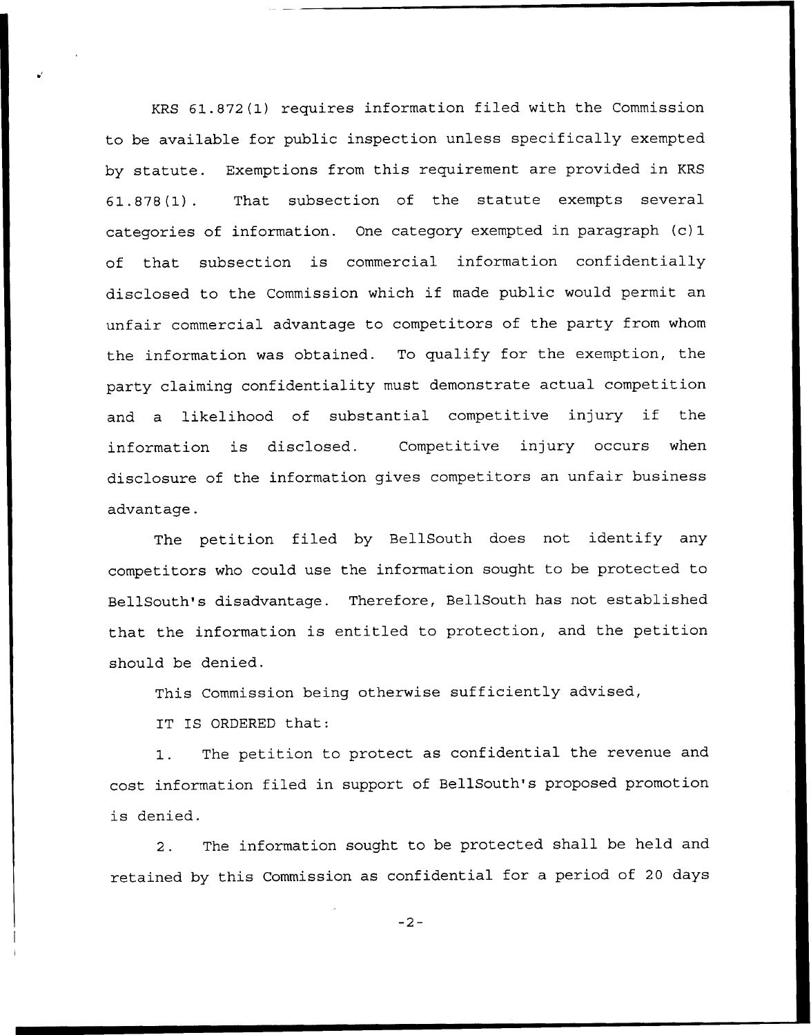KRS 61.872(1) requires information filed with the Commission to be available for public inspection unless specifically exempted by statute. Exemptions from this requirement are provided in KRS 61.878(1). That subsection of the statute exempts several categories of information. One category exempted in paragraph (c)1 of that subsection is commercial information confidentially disclosed to the Commission which if made public would permit an unfair commercial advantage to competitors of the party from whom the information was obtained. To qualify for the exemption, the party claiming confidentiality must demonstrate actual competition and a likelihood of substantial competitive injury if the information is disclosed. Competitive injury occurs when disclosure of the information gives competitors an unfair business advantage.

The petition filed by BellSouth does not identify any competitors who could use the information sought to be protected to BellSouth's disadvantage. Therefore, BellSouth has not established that the information is entitled to protection, and the petition should be denied.

This Commission being otherwise sufficiently advised,

IT IS ORDERED that:

1. The petition to protect as confidential the revenue and cost information filed in support of BellSouth's proposed promotion is denied.

2. The information sought to be protected shall be held and retained by this Commission as confidential for a period of 20 days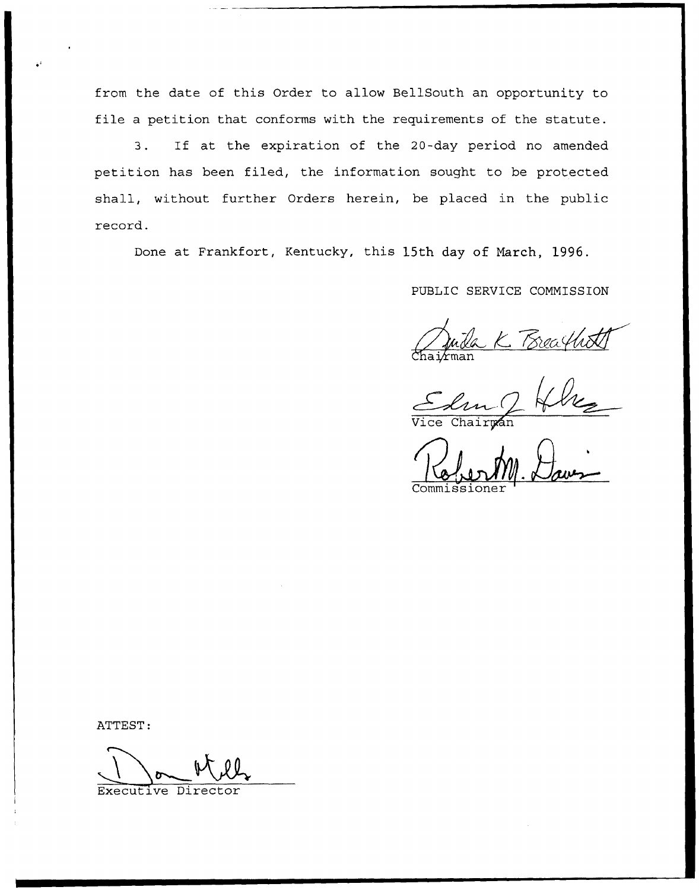from the date of this Order to allow BellSouth an opportunity to file a petition that conforms with the requirements of the statute.

3. If at the expiration of the 20-day period no amended petition has been filed, the information sought to be protected shall, without further Orders herein, be placed in the public record.

Done at Frankfort, Kentucky, this 15th day of March, 1996.

PUBLIC SERVICE COMMISSION

Chairman

Vice Chairman

Commissioner

ATTEST:

Executive Director